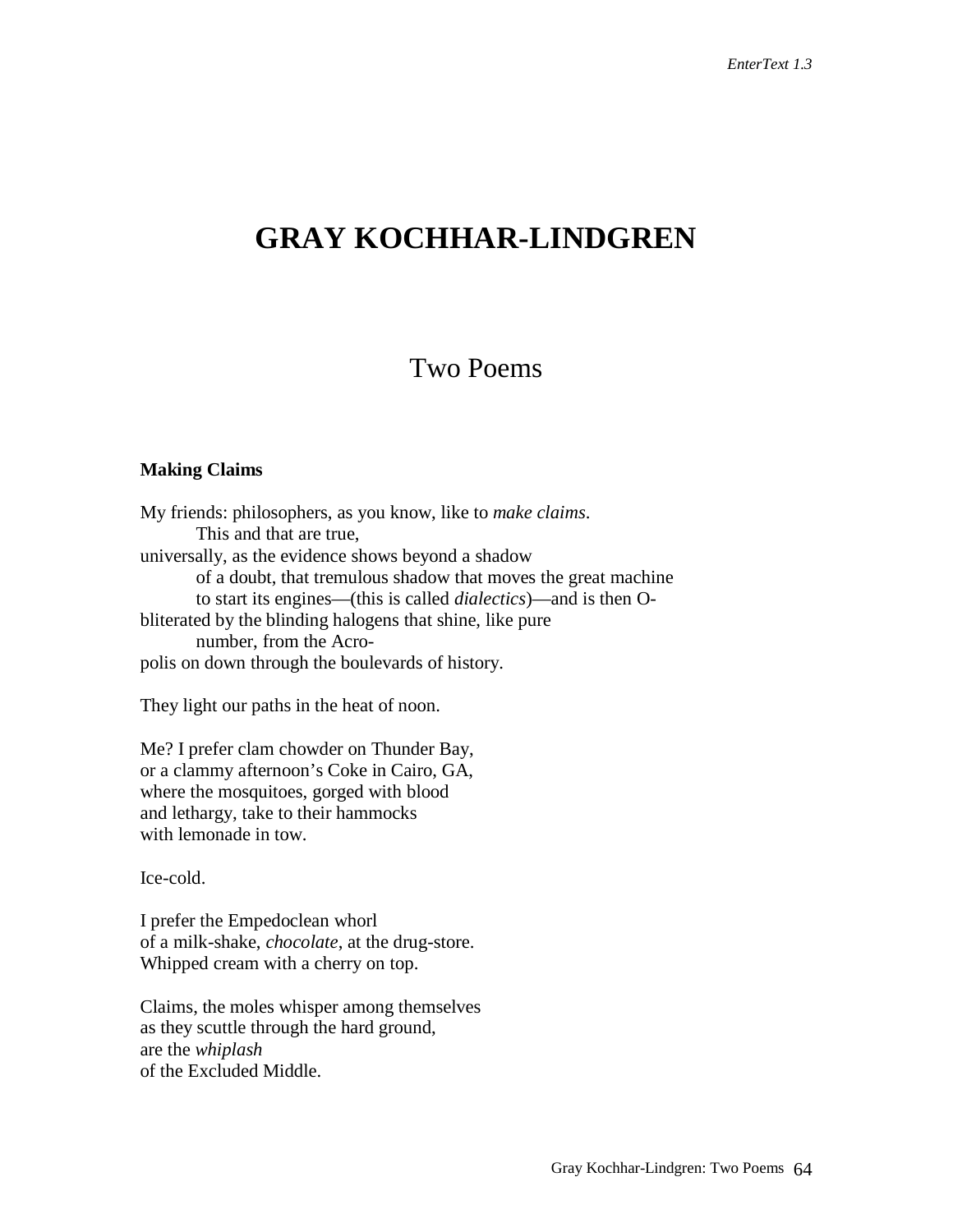# GRAY KOCHHAR-LINDGREN

## Two Poems

**Making Claims**

My friends: philosophers, as you know, like to *make claims*.
        This and that are true,
universally, as the evidence shows beyond a shadow
        of a doubt, that tremulous shadow that moves the great machine
        to start its engines—(this is called *dialectics*)—and is then O-
bliterated by the blinding halogens that shine, like pure
        number, from the Acro-
polis on down through the boulevards of history.

They light our paths in the heat of noon.

Me? I prefer clam chowder on Thunder Bay,
or a clammy afternoon's Coke in Cairo, GA,
where the mosquitoes, gorged with blood
and lethargy, take to their hammocks
with lemonade in tow.

Ice-cold.

I prefer the Empedoclean whorl
of a milk-shake, *chocolate*, at the drug-store.
Whipped cream with a cherry on top.

Claims, the moles whisper among themselves
as they scuttle through the hard ground,
are the *whiplash*
of the Excluded Middle.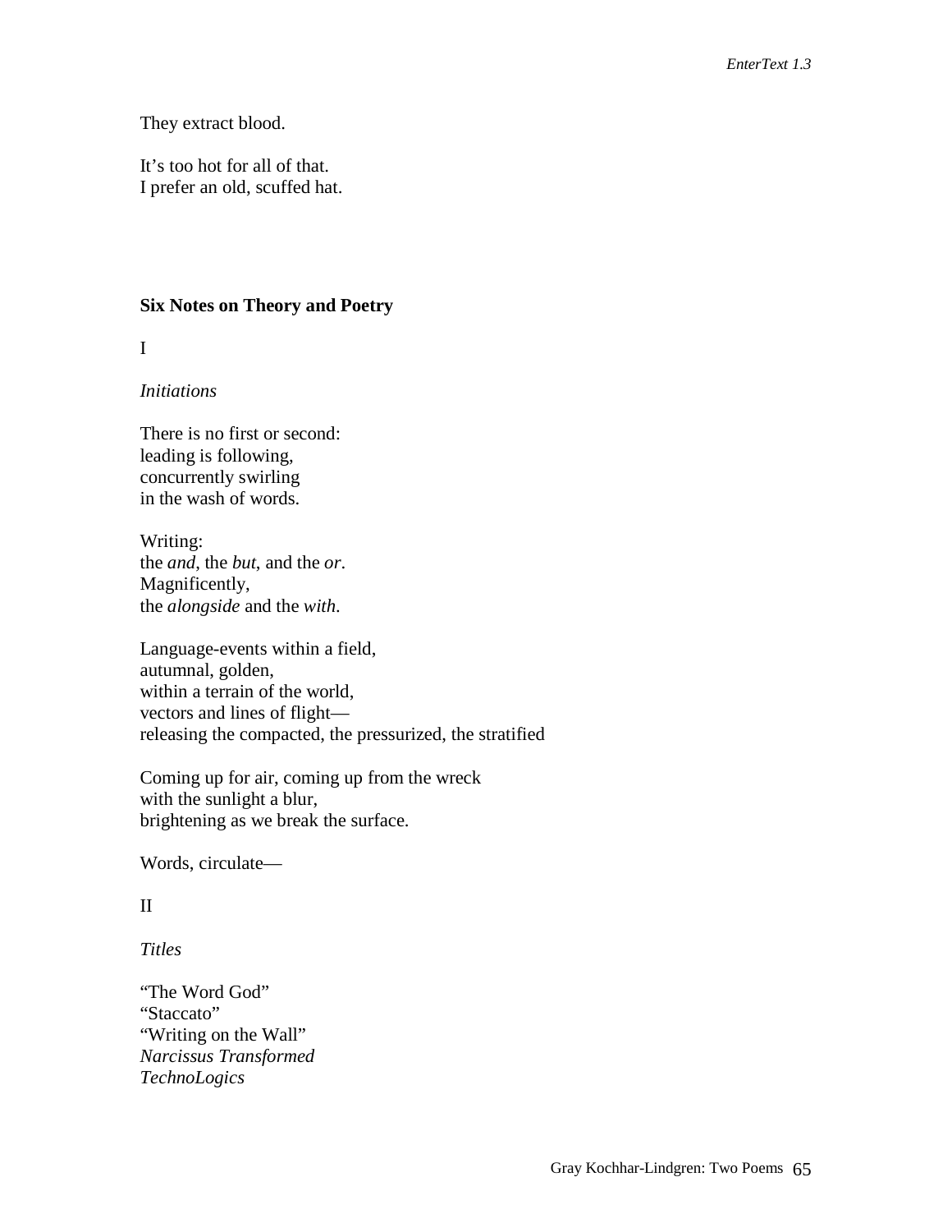They extract blood.

It's too hot for all of that.
I prefer an old, scuffed hat.

**Six Notes on Theory and Poetry**

I

*Initiations*

There is no first or second:
leading is following,
concurrently swirling
in the wash of words.

Writing:
the *and*, the *but*, and the *or*.
Magnificently,
the *alongside* and the *with*.

Language-events within a field,
autumnal, golden,
within a terrain of the world,
vectors and lines of flight—
releasing the compacted, the pressurized, the stratified

Coming up for air, coming up from the wreck
with the sunlight a blur,
brightening as we break the surface.

Words, circulate—

II

*Titles*

"The Word God"
"Staccato"
"Writing on the Wall"
*Narcissus Transformed*
*TechnoLogics*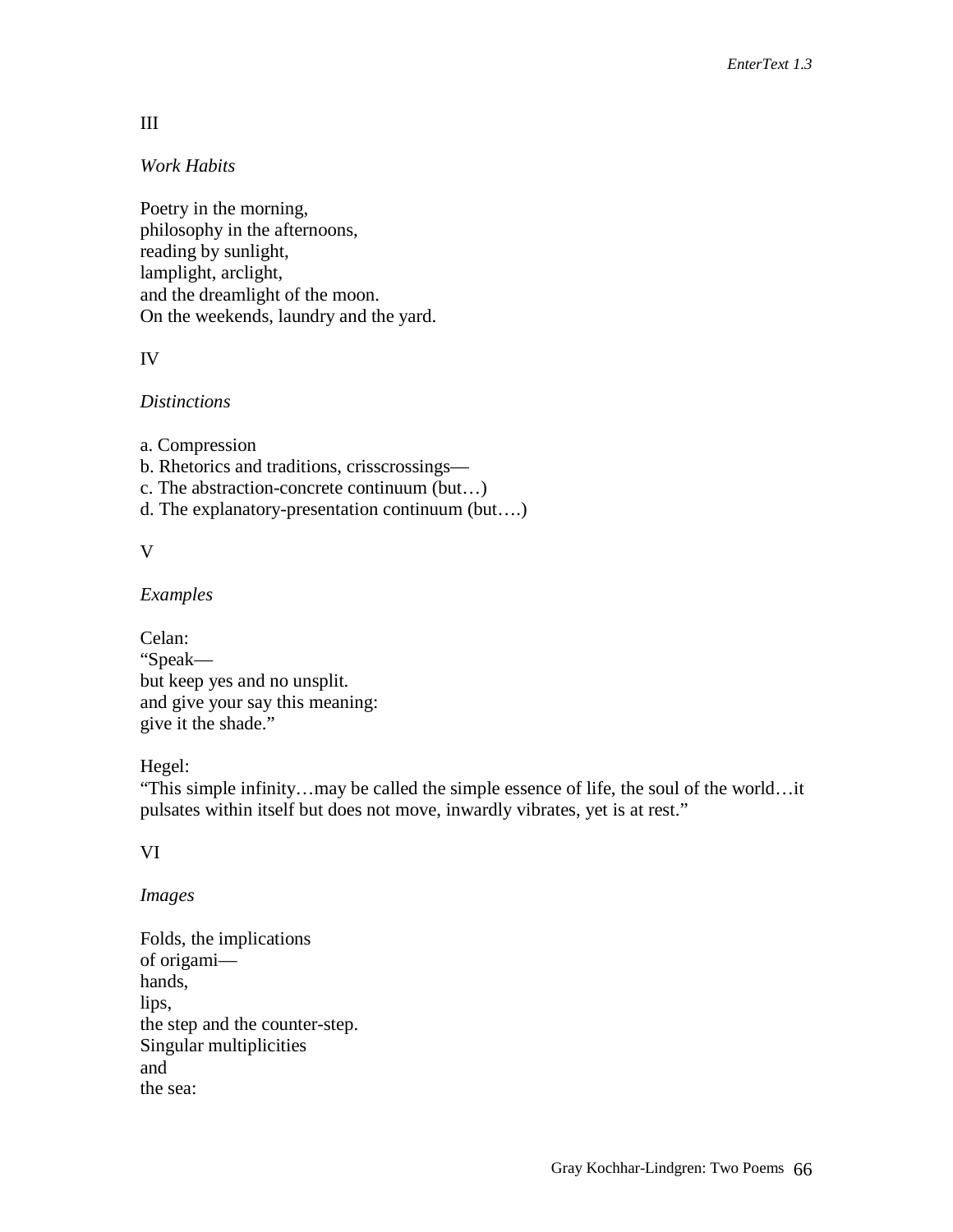III

*Work Habits*

Poetry in the morning,  
philosophy in the afternoons,  
reading by sunlight,  
lamplight, arclight,  
and the dreamlight of the moon.  
On the weekends, laundry and the yard.

IV

*Distinctions*

a. Compression  
b. Rhetorics and traditions, crisscrossings—  
c. The abstraction-concrete continuum (but…)  
d. The explanatory-presentation continuum (but….)

V

*Examples*

Celan:  
"Speak—  
but keep yes and no unsplit.  
and give your say this meaning:  
give it the shade."

Hegel:  
"This simple infinity…may be called the simple essence of life, the soul of the world…it pulsates within itself but does not move, inwardly vibrates, yet is at rest."

VI

*Images*

Folds, the implications  
of origami—  
hands,  
lips,  
the step and the counter-step.  
Singular multiplicities  
and  
the sea: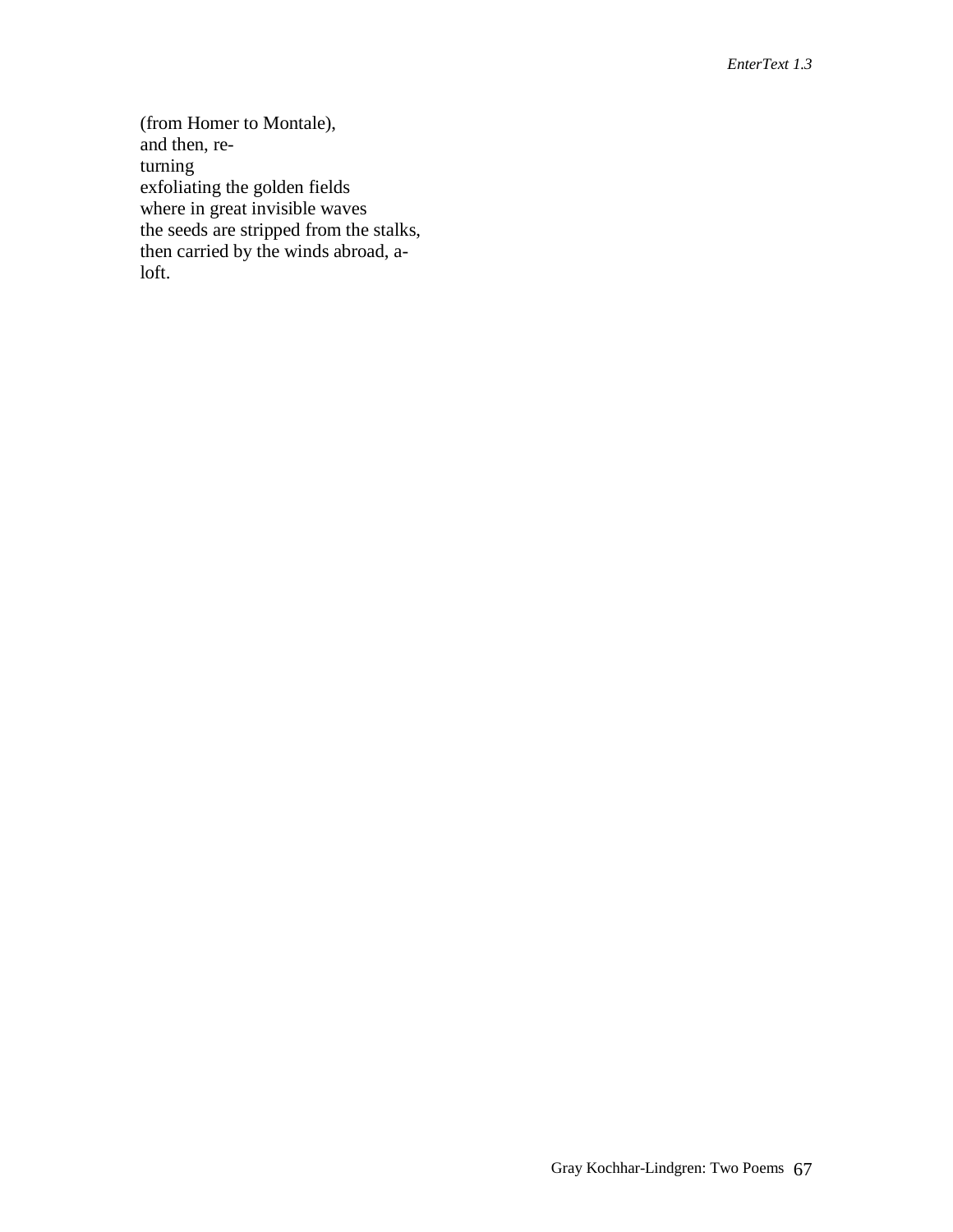(from Homer to Montale),  
and then, re-  
turning  
exfoliating the golden fields  
where in great invisible waves  
the seeds are stripped from the stalks,  
then carried by the winds abroad, a-  
loft.